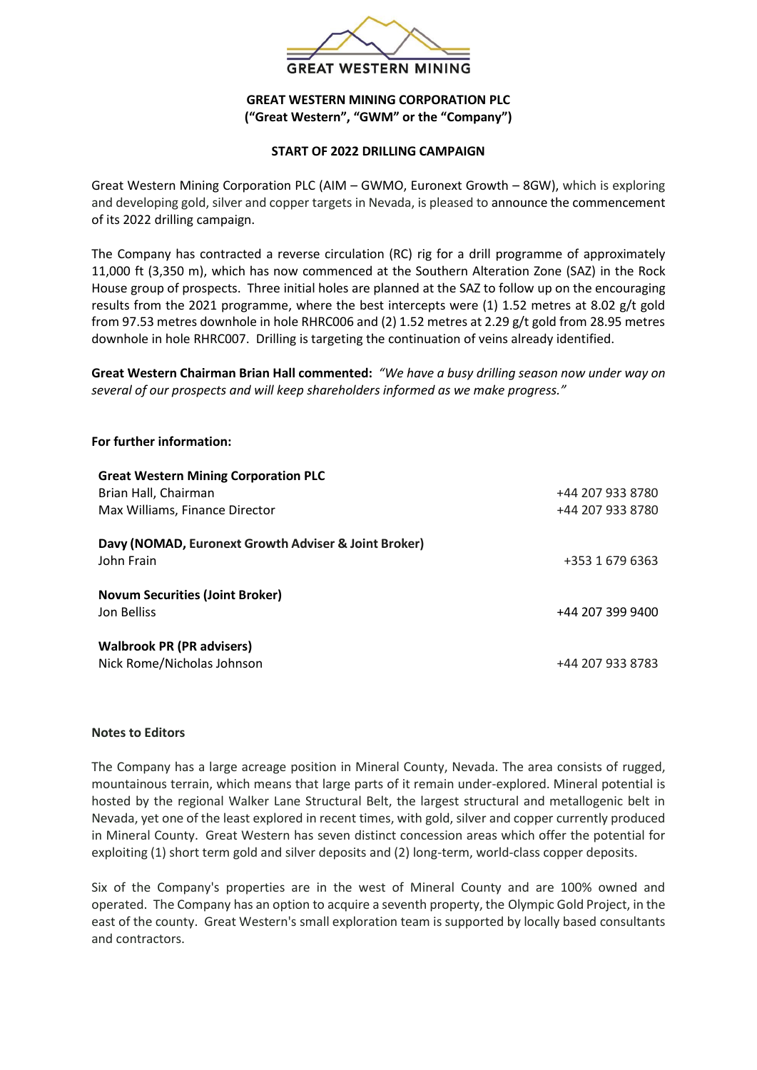GREAT WESTERN MINING

**GREAT WESTERN MINING CORPORATION PLC**
**("Great Western", "GWM" or the "Company")**

**START OF 2022 DRILLING CAMPAIGN**

Great Western Mining Corporation PLC (AIM – GWMO, Euronext Growth – 8GW), which is exploring and developing gold, silver and copper targets in Nevada, is pleased to announce the commencement of its 2022 drilling campaign.

The Company has contracted a reverse circulation (RC) rig for a drill programme of approximately 11,000 ft (3,350 m), which has now commenced at the Southern Alteration Zone (SAZ) in the Rock House group of prospects. Three initial holes are planned at the SAZ to follow up on the encouraging results from the 2021 programme, where the best intercepts were (1) 1.52 metres at 8.02 g/t gold from 97.53 metres downhole in hole RHRC006 and (2) 1.52 metres at 2.29 g/t gold from 28.95 metres downhole in hole RHRC007. Drilling is targeting the continuation of veins already identified.

**Great Western Chairman Brian Hall commented:** *"We have a busy drilling season now under way on several of our prospects and will keep shareholders informed as we make progress."*

**For further information:**

| | |
|---|---|
| **Great Western Mining Corporation PLC** | |
| Brian Hall, Chairman | +44 207 933 8780 |
| Max Williams, Finance Director | +44 207 933 8780 |
| | |
| **Davy (NOMAD, Euronext Growth Adviser & Joint Broker)** | |
| John Frain | +353 1 679 6363 |
| | |
| **Novum Securities (Joint Broker)** | |
| Jon Belliss | +44 207 399 9400 |
| | |
| **Walbrook PR (PR advisers)** | |
| Nick Rome/Nicholas Johnson | +44 207 933 8783 |

**Notes to Editors**

The Company has a large acreage position in Mineral County, Nevada. The area consists of rugged, mountainous terrain, which means that large parts of it remain under-explored. Mineral potential is hosted by the regional Walker Lane Structural Belt, the largest structural and metallogenic belt in Nevada, yet one of the least explored in recent times, with gold, silver and copper currently produced in Mineral County. Great Western has seven distinct concession areas which offer the potential for exploiting (1) short term gold and silver deposits and (2) long-term, world-class copper deposits.

Six of the Company's properties are in the west of Mineral County and are 100% owned and operated. The Company has an option to acquire a seventh property, the Olympic Gold Project, in the east of the county. Great Western's small exploration team is supported by locally based consultants and contractors.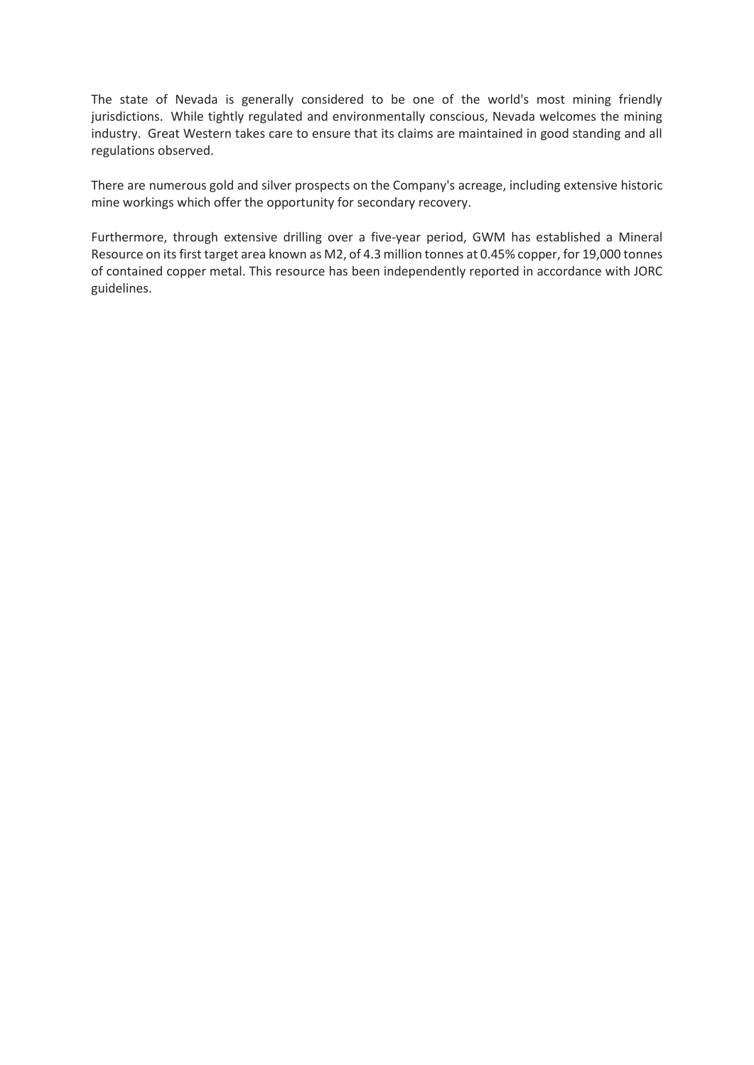The state of Nevada is generally considered to be one of the world's most mining friendly jurisdictions. While tightly regulated and environmentally conscious, Nevada welcomes the mining industry. Great Western takes care to ensure that its claims are maintained in good standing and all regulations observed.

There are numerous gold and silver prospects on the Company's acreage, including extensive historic mine workings which offer the opportunity for secondary recovery.

Furthermore, through extensive drilling over a five-year period, GWM has established a Mineral Resource on its first target area known as M2, of 4.3 million tonnes at 0.45% copper, for 19,000 tonnes of contained copper metal. This resource has been independently reported in accordance with JORC guidelines.